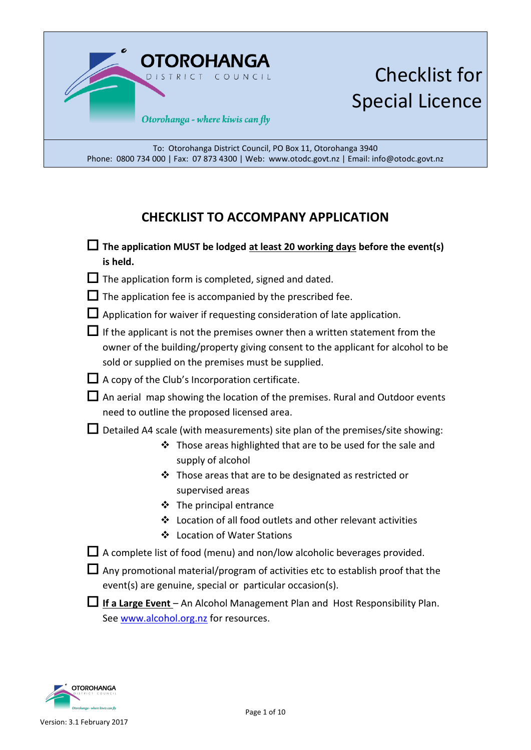**OTOROHANGA**
DISTRICT COUNCIL

*Otorohanga - where kiwis can fly*

# Checklist for Special Licence

To: Otorohanga District Council, PO Box 11, Otorohanga 3940
Phone: 0800 734 000 | Fax: 07 873 4300 | Web: www.otodc.govt.nz | Email: info@otodc.govt.nz

## CHECKLIST TO ACCOMPANY APPLICATION

- ☐ **The application MUST be lodged at least 20 working days before the event(s) is held.**
- ☐ The application form is completed, signed and dated.
- ☐ The application fee is accompanied by the prescribed fee.
- ☐ Application for waiver if requesting consideration of late application.
- ☐ If the applicant is not the premises owner then a written statement from the owner of the building/property giving consent to the applicant for alcohol to be sold or supplied on the premises must be supplied.
- ☐ A copy of the Club's Incorporation certificate.
- ☐ An aerial map showing the location of the premises. Rural and Outdoor events need to outline the proposed licensed area.
- ☐ Detailed A4 scale (with measurements) site plan of the premises/site showing:
  - Those areas highlighted that are to be used for the sale and supply of alcohol
  - Those areas that are to be designated as restricted or supervised areas
  - The principal entrance
  - Location of all food outlets and other relevant activities
  - Location of Water Stations
- ☐ A complete list of food (menu) and non/low alcoholic beverages provided.
- ☐ Any promotional material/program of activities etc to establish proof that the event(s) are genuine, special or particular occasion(s).
- ☐ **If a Large Event** – An Alcohol Management Plan and Host Responsibility Plan. See www.alcohol.org.nz for resources.

Version: 3.1 February 2017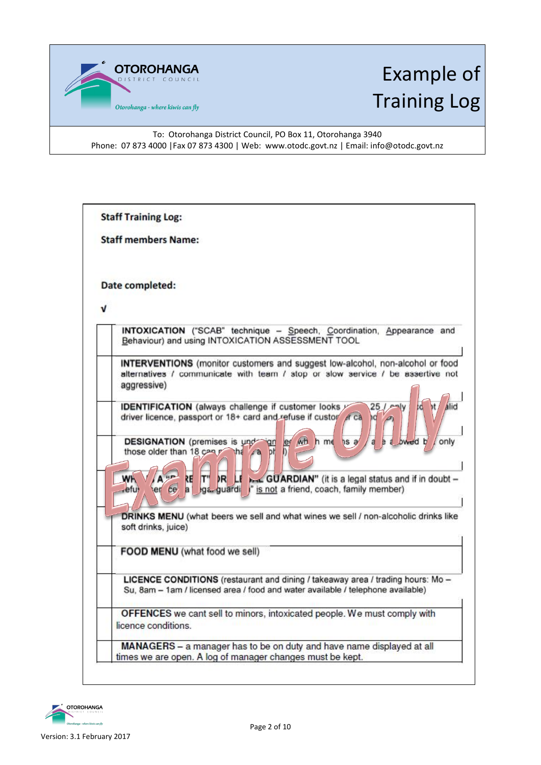# Example of Training Log

To: Otorohanga District Council, PO Box 11, Otorohanga 3940
Phone: 07 873 4000 |Fax 07 873 4300 | Web: www.otodc.govt.nz | Email: info@otodc.govt.nz

**Staff Training Log:**

**Staff members Name:**

**Date completed:**

| √ | |
|---|---|
| | **INTOXICATION** ("SCAB" technique – Speech, Coordination, Appearance and Behaviour) and using INTOXICATION ASSESSMENT TOOL |
| | **INTERVENTIONS** (monitor customers and suggest low-alcohol, non-alcohol or food alternatives / communicate with team / stop or slow service / be assertive not aggressive) |
| | **IDENTIFICATION** (always challenge if customer looks under 25 / only accept valid driver licence, passport or 18+ card and refuse if customer can not) |
| | **DESIGNATION** (premises is undesignated which means all are allowed but only those older than 18 can purchase alcohol) |
| | **WHO IS A "PARENT" OR LEGAL GUARDIAN"** (it is a legal status and if in doubt – refuse service to a legal guardian" is not a friend, coach, family member) |
| | **DRINKS MENU** (what beers we sell and what wines we sell / non-alcoholic drinks like soft drinks, juice) |
| | **FOOD MENU** (what food we sell) |
| | **LICENCE CONDITIONS** (restaurant and dining / takeaway area / trading hours: Mo – Su, 8am – 1am / licensed area / food and water available / telephone available) |
| | **OFFENCES** we cant sell to minors, intoxicated people. We must comply with licence conditions. |
| | **MANAGERS** – a manager has to be on duty and have name displayed at all times we are open. A log of manager changes must be kept. |

Version: 3.1 February 2017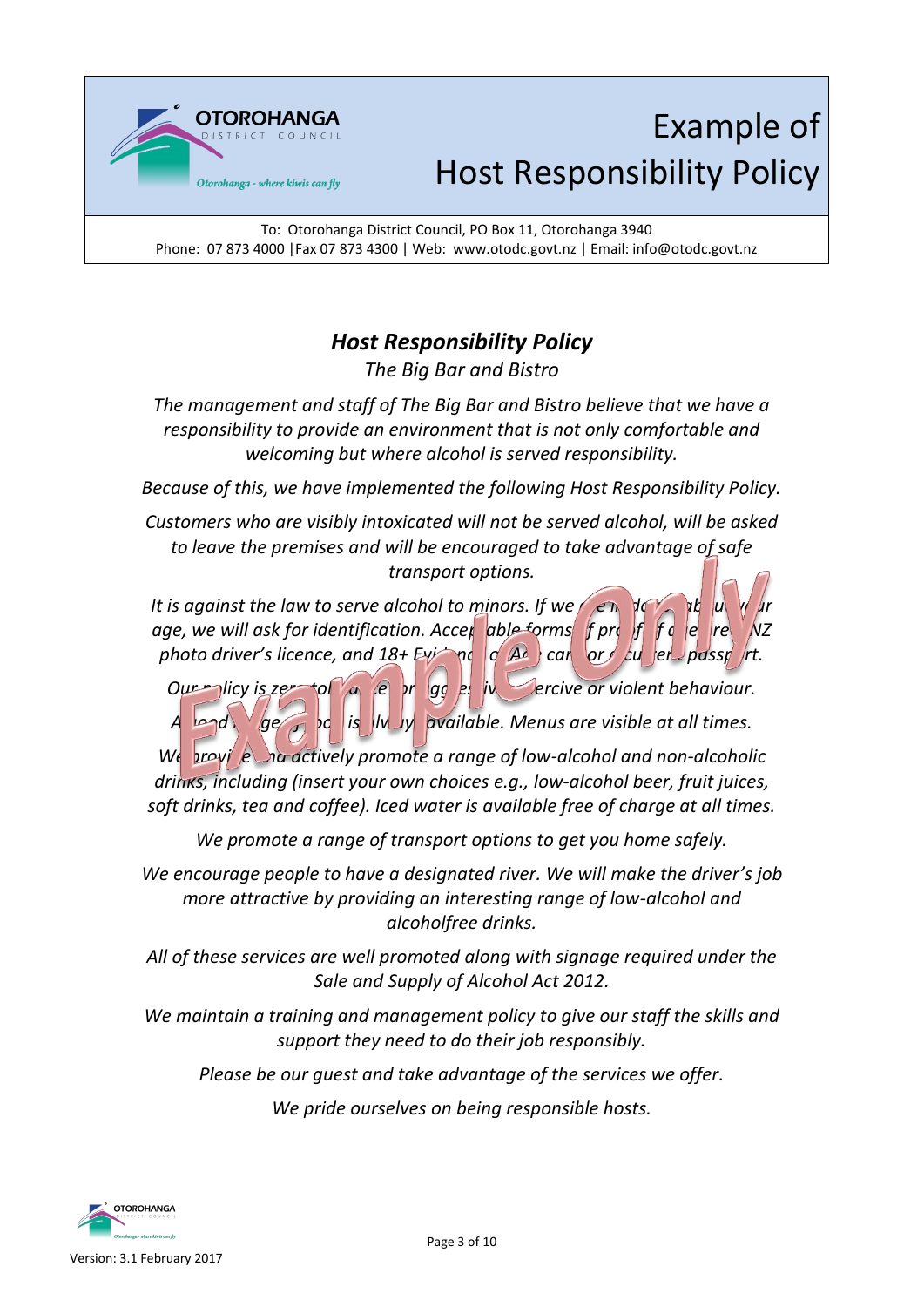# Example of Host Responsibility Policy

To: Otorohanga District Council, PO Box 11, Otorohanga 3940
Phone: 07 873 4000 |Fax 07 873 4300 | Web: www.otodc.govt.nz | Email: info@otodc.govt.nz

## *Host Responsibility Policy*

*The Big Bar and Bistro*

*The management and staff of The Big Bar and Bistro believe that we have a responsibility to provide an environment that is not only comfortable and welcoming but where alcohol is served responsibly.*

*Because of this, we have implemented the following Host Responsibility Policy.*

*Customers who are visibly intoxicated will not be served alcohol, will be asked to leave the premises and will be encouraged to take advantage of safe transport options.*

*It is against the law to serve alcohol to minors. If we are in doubt about your age, we will ask for identification. Acceptable forms of proof of age are NZ photo driver's licence, and 18+ Evidence of Age card or a current passport.*

*Our policy is zero tolerance for aggressive, coercive or violent behaviour.*

*A good range of food is always available. Menus are visible at all times.*

*We provide and actively promote a range of low-alcohol and non-alcoholic drinks, including (insert your own choices e.g., low-alcohol beer, fruit juices, soft drinks, tea and coffee). Iced water is available free of charge at all times.*

*We promote a range of transport options to get you home safely.*

*We encourage people to have a designated river. We will make the driver's job more attractive by providing an interesting range of low-alcohol and alcoholfree drinks.*

*All of these services are well promoted along with signage required under the Sale and Supply of Alcohol Act 2012.*

*We maintain a training and management policy to give our staff the skills and support they need to do their job responsibly.*

*Please be our guest and take advantage of the services we offer.*

*We pride ourselves on being responsible hosts.*

Version: 3.1 February 2017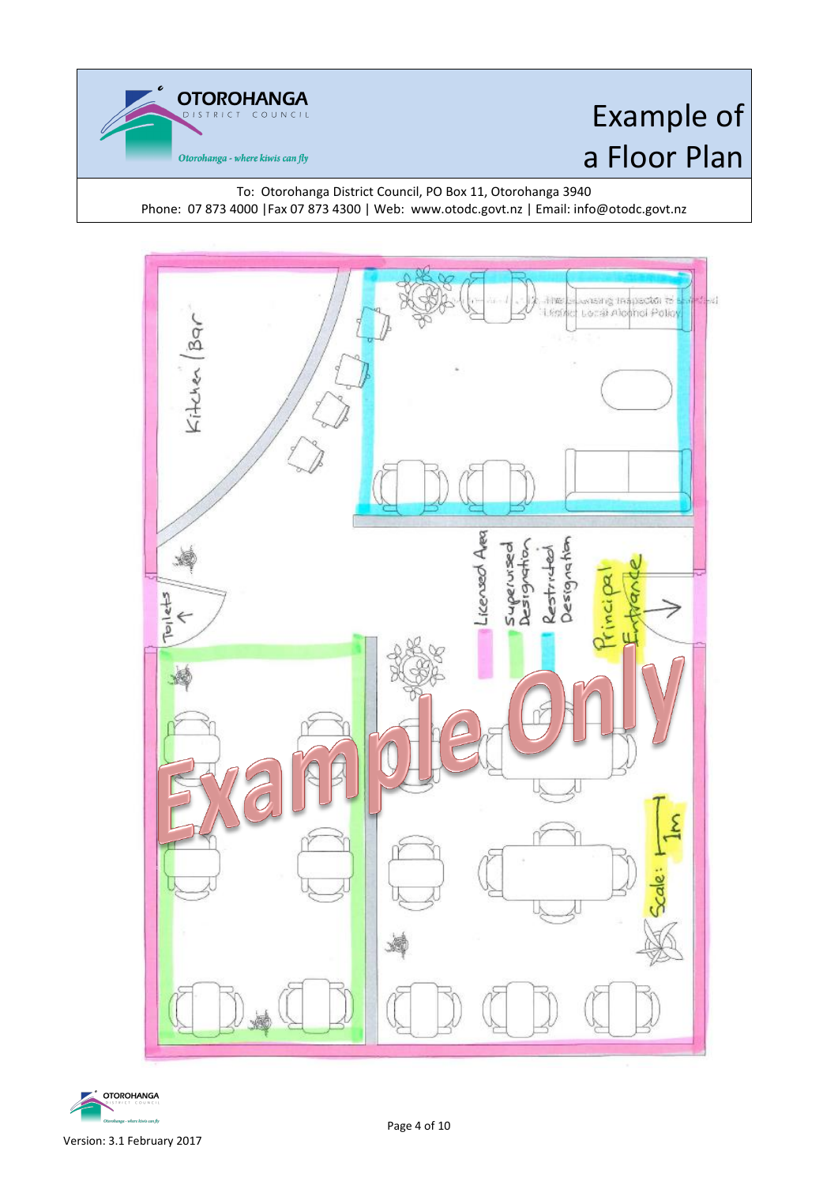# Example of a Floor Plan

To: Otorohanga District Council, PO Box 11, Otorohanga 3940
Phone: 07 873 4000 |Fax 07 873 4300 | Web: www.otodc.govt.nz | Email: info@otodc.govt.nz

Kitchen / Bar

Toilets

Licensed Area

Supervised Designation

Restricted Designation

Principal Entrance

Scale: 1m

Example Only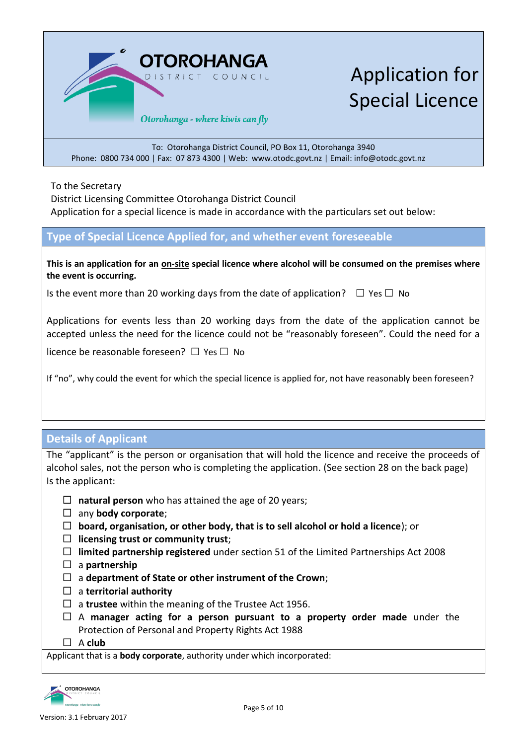# Application for Special Licence

**OTOROHANGA** DISTRICT COUNCIL

*Otorohanga - where kiwis can fly*

To: Otorohanga District Council, PO Box 11, Otorohanga 3940
Phone: 0800 734 000 | Fax: 07 873 4300 | Web: www.otodc.govt.nz | Email: info@otodc.govt.nz

To the Secretary
District Licensing Committee Otorohanga District Council
Application for a special licence is made in accordance with the particulars set out below:

## Type of Special Licence Applied for, and whether event foreseeable

**This is an application for an on-site special licence where alcohol will be consumed on the premises where the event is occurring.**

Is the event more than 20 working days from the date of application? ☐ Yes ☐ No

Applications for events less than 20 working days from the date of the application cannot be accepted unless the need for the licence could not be "reasonably foreseen". Could the need for a licence be reasonable foreseen? ☐ Yes ☐ No

If "no", why could the event for which the special licence is applied for, not have reasonably been foreseen?

## Details of Applicant

The "applicant" is the person or organisation that will hold the licence and receive the proceeds of alcohol sales, not the person who is completing the application. (See section 28 on the back page)
Is the applicant:

- ☐ **natural person** who has attained the age of 20 years;
- ☐ any **body corporate**;
- ☐ **board, organisation, or other body, that is to sell alcohol or hold a licence**); or
- ☐ **licensing trust or community trust**;
- ☐ **limited partnership registered** under section 51 of the Limited Partnerships Act 2008
- ☐ a **partnership**
- ☐ a **department of State or other instrument of the Crown**;
- ☐ a **territorial authority**
- ☐ a **trustee** within the meaning of the Trustee Act 1956.
- ☐ A **manager acting for a person pursuant to a property order made** under the Protection of Personal and Property Rights Act 1988
- ☐ A **club**

Applicant that is a **body corporate**, authority under which incorporated:

Version: 3.1 February 2017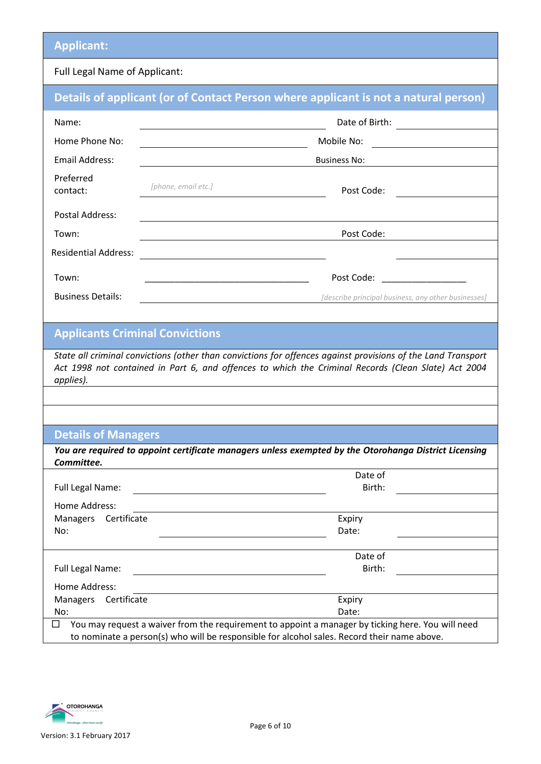## Applicant:

Full Legal Name of Applicant:

## Details of applicant (or of Contact Person where applicant is not a natural person)

| | | | |
|---|---|---|---|
| Name: | | Date of Birth: | |
| Home Phone No: | | Mobile No: | |
| Email Address: | | Business No: | |
| Preferred contact: | *[phone, email etc.]* | Post Code: | |
| Postal Address: | | | |
| Town: | | Post Code: | |
| Residential Address: | | | |
| Town: | | Post Code: | |
| Business Details: | | *[describe principal business, any other businesses]* | |

## Applicants Criminal Convictions

*State all criminal convictions (other than convictions for offences against provisions of the Land Transport Act 1998 not contained in Part 6, and offences to which the Criminal Records (Clean Slate) Act 2004 applies).*

## Details of Managers

***You are required to appoint certificate managers unless exempted by the Otorohanga District Licensing Committee.***

| | | | |
|---|---|---|---|
| Full Legal Name: | | Date of Birth: | |
| Home Address: | | | |
| Managers Certificate No: | | Expiry Date: | |

| | | | |
|---|---|---|---|
| Full Legal Name: | | Date of Birth: | |
| Home Address: | | | |
| Managers Certificate No: | | Expiry Date: | |

☐ You may request a waiver from the requirement to appoint a manager by ticking here. You will need to nominate a person(s) who will be responsible for alcohol sales. Record their name above.

Version: 3.1 February 2017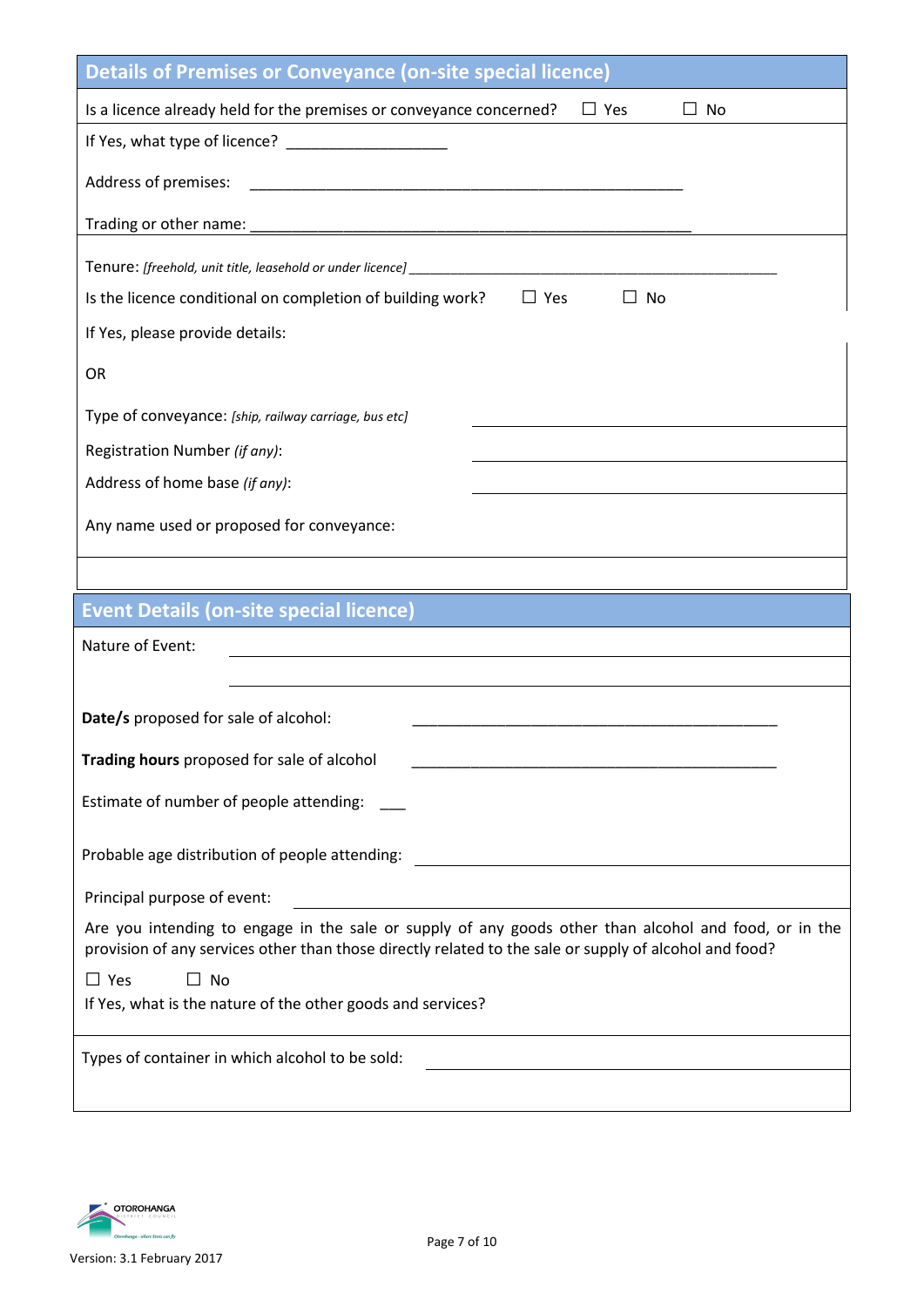## Details of Premises or Conveyance (on-site special licence)

Is a licence already held for the premises or conveyance concerned? ☐ Yes ☐ No

If Yes, what type of licence? ___________________

Address of premises: ___________________________________________________

Trading or other name: ___________________________________________________

Tenure: *[freehold, unit title, leasehold or under licence]* ___________________________________________________

Is the licence conditional on completion of building work? ☐ Yes ☐ No

If Yes, please provide details:

OR

Type of conveyance: *[ship, railway carriage, bus etc]* ___________________

Registration Number *(if any)*: ___________________

Address of home base *(if any)*: ___________________

Any name used or proposed for conveyance:

## Event Details (on-site special licence)

Nature of Event: ___________________

**Date/s** proposed for sale of alcohol: ___________________________________________

**Trading hours** proposed for sale of alcohol ___________________________________________

Estimate of number of people attending: ___

Probable age distribution of people attending: ___________________

Principal purpose of event: ___________________

Are you intending to engage in the sale or supply of any goods other than alcohol and food, or in the provision of any services other than those directly related to the sale or supply of alcohol and food?

☐ Yes ☐ No

If Yes, what is the nature of the other goods and services?

Types of container in which alcohol to be sold: ___________________

Version: 3.1 February 2017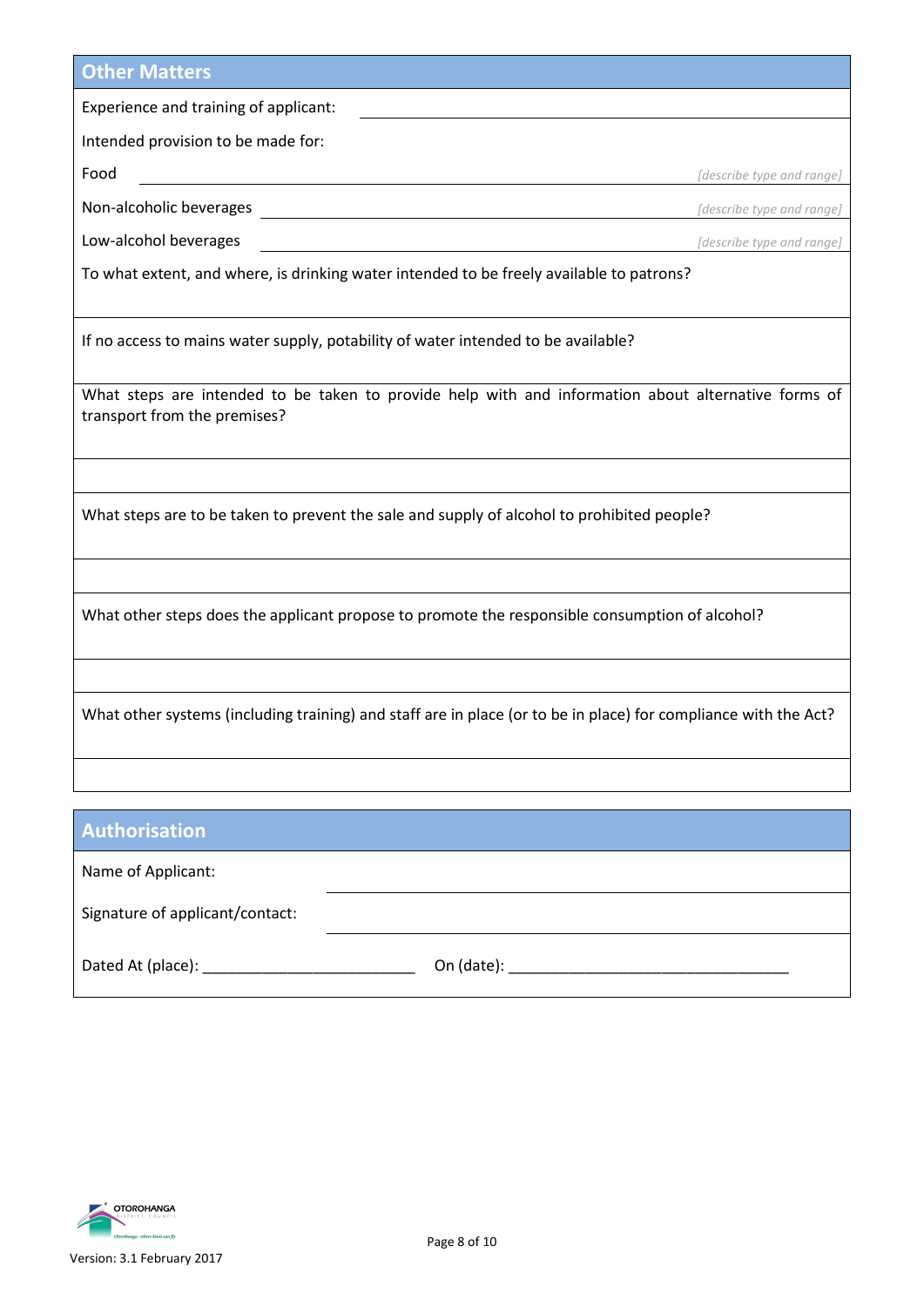## Other Matters

Experience and training of applicant: ______________________________

Intended provision to be made for:

Food ______________________________ *[describe type and range]*

Non-alcoholic beverages ______________________________ *[describe type and range]*

Low-alcohol beverages ______________________________ *[describe type and range]*

To what extent, and where, is drinking water intended to be freely available to patrons?

If no access to mains water supply, potability of water intended to be available?

What steps are intended to be taken to provide help with and information about alternative forms of transport from the premises?

What steps are to be taken to prevent the sale and supply of alcohol to prohibited people?

What other steps does the applicant propose to promote the responsible consumption of alcohol?

What other systems (including training) and staff are in place (or to be in place) for compliance with the Act?

## Authorisation

Name of Applicant: ______________________________

Signature of applicant/contact: ______________________________

Dated At (place): _________________________ On (date): _________________________________

Version: 3.1 February 2017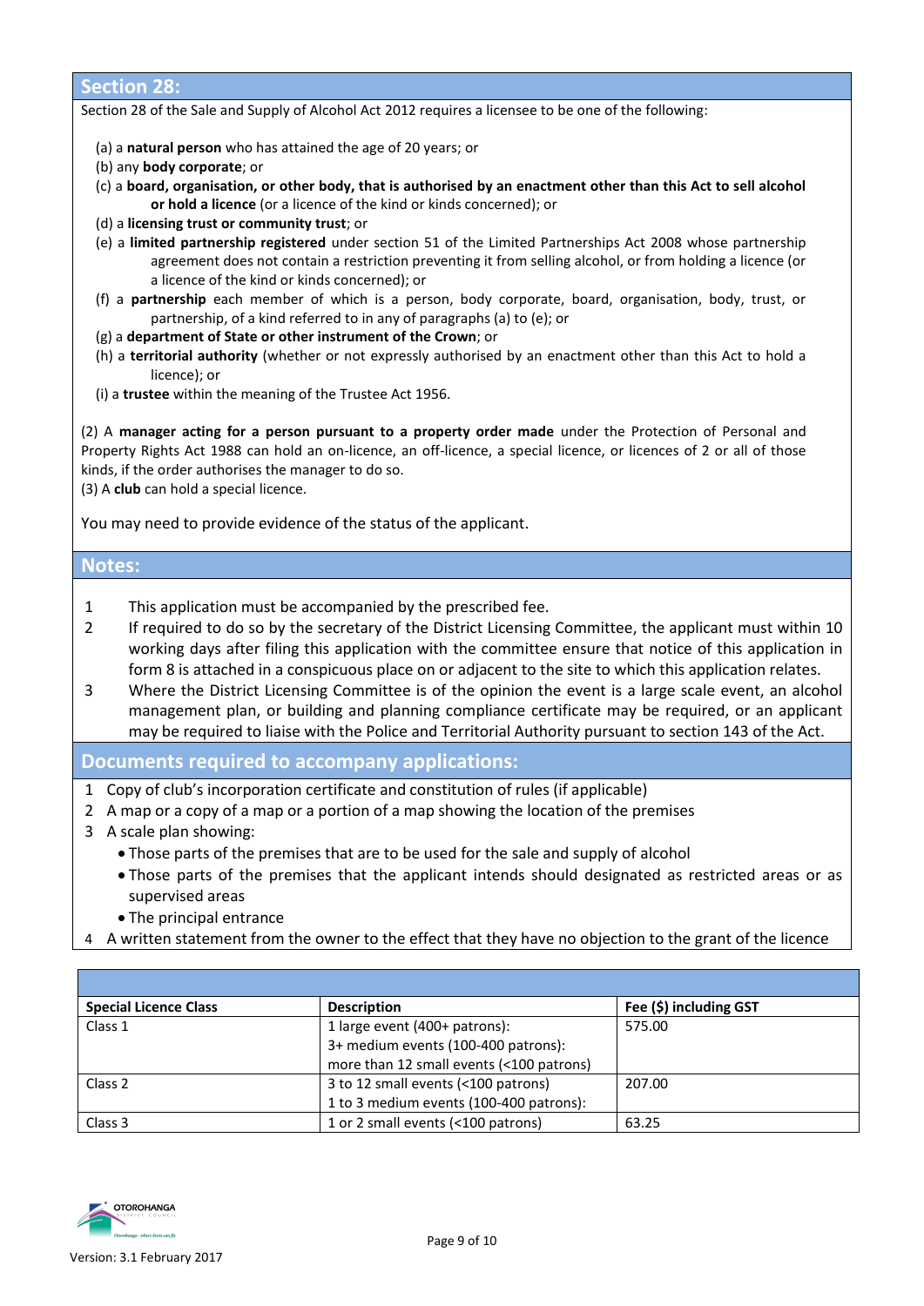## Section 28:

Section 28 of the Sale and Supply of Alcohol Act 2012 requires a licensee to be one of the following:

(a) a **natural person** who has attained the age of 20 years; or
(b) any **body corporate**; or
(c) a **board, organisation, or other body, that is authorised by an enactment other than this Act to sell alcohol or hold a licence** (or a licence of the kind or kinds concerned); or
(d) a **licensing trust or community trust**; or
(e) a **limited partnership registered** under section 51 of the Limited Partnerships Act 2008 whose partnership agreement does not contain a restriction preventing it from selling alcohol, or from holding a licence (or a licence of the kind or kinds concerned); or
(f) a **partnership** each member of which is a person, body corporate, board, organisation, body, trust, or partnership, of a kind referred to in any of paragraphs (a) to (e); or
(g) a **department of State or other instrument of the Crown**; or
(h) a **territorial authority** (whether or not expressly authorised by an enactment other than this Act to hold a licence); or
(i) a **trustee** within the meaning of the Trustee Act 1956.

(2) A **manager acting for a person pursuant to a property order made** under the Protection of Personal and Property Rights Act 1988 can hold an on-licence, an off-licence, a special licence, or licences of 2 or all of those kinds, if the order authorises the manager to do so.
(3) A **club** can hold a special licence.

You may need to provide evidence of the status of the applicant.

## Notes:

1. This application must be accompanied by the prescribed fee.
2. If required to do so by the secretary of the District Licensing Committee, the applicant must within 10 working days after filing this application with the committee ensure that notice of this application in form 8 is attached in a conspicuous place on or adjacent to the site to which this application relates.
3. Where the District Licensing Committee is of the opinion the event is a large scale event, an alcohol management plan, or building and planning compliance certificate may be required, or an applicant may be required to liaise with the Police and Territorial Authority pursuant to section 143 of the Act.

## Documents required to accompany applications:

1. Copy of club's incorporation certificate and constitution of rules (if applicable)
2. A map or a copy of a map or a portion of a map showing the location of the premises
3. A scale plan showing:
   - Those parts of the premises that are to be used for the sale and supply of alcohol
   - Those parts of the premises that the applicant intends should designated as restricted areas or as supervised areas
   - The principal entrance
4. A written statement from the owner to the effect that they have no objection to the grant of the licence

| Special Licence Class | Description | Fee ($) including GST |
|---|---|---|
| Class 1 | 1 large event (400+ patrons):<br>3+ medium events (100-400 patrons):<br>more than 12 small events (<100 patrons) | 575.00 |
| Class 2 | 3 to 12 small events (<100 patrons)<br>1 to 3 medium events (100-400 patrons): | 207.00 |
| Class 3 | 1 or 2 small events (<100 patrons) | 63.25 |

Version: 3.1 February 2017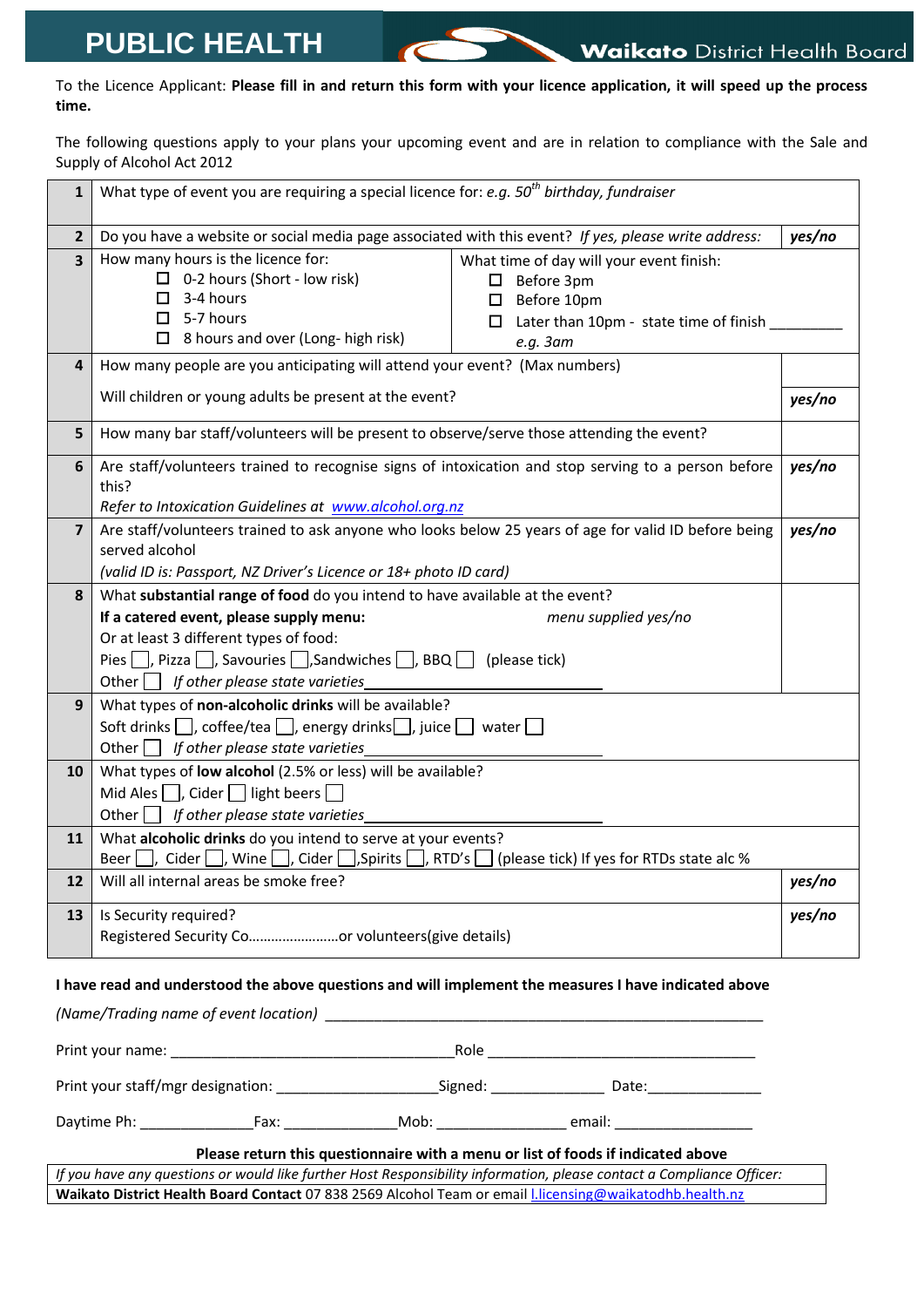# PUBLIC HEALTH

Waikato District Health Board

To the Licence Applicant: **Please fill in and return this form with your licence application, it will speed up the process time.**

The following questions apply to your plans your upcoming event and are in relation to compliance with the Sale and Supply of Alcohol Act 2012

| | | |
|---|---|---|
| **1** | What type of event you are requiring a special licence for: *e.g. 50th birthday, fundraiser* | |
| **2** | Do you have a website or social media page associated with this event? *If yes, please write address:* | ***yes/no*** |
| **3** | How many hours is the licence for:<br>☐ 0-2 hours (Short - low risk)<br>☐ 3-4 hours<br>☐ 5-7 hours<br>☐ 8 hours and over (Long- high risk)<br><br>What time of day will your event finish:<br>☐ Before 3pm<br>☐ Before 10pm<br>☐ Later than 10pm - state time of finish __________ *e.g. 3am* | |
| **4** | How many people are you anticipating will attend your event? (Max numbers)<br><br>Will children or young adults be present at the event? | ***yes/no*** |
| **5** | How many bar staff/volunteers will be present to observe/serve those attending the event? | |
| **6** | Are staff/volunteers trained to recognise signs of intoxication and stop serving to a person before this?<br>*Refer to Intoxication Guidelines at [www.alcohol.org.nz](www.alcohol.org.nz)* | ***yes/no*** |
| **7** | Are staff/volunteers trained to ask anyone who looks below 25 years of age for valid ID before being served alcohol<br>*(valid ID is: Passport, NZ Driver's Licence or 18+ photo ID card)* | ***yes/no*** |
| **8** | What **substantial range of food** do you intend to have available at the event?<br>**If a catered event, please supply menu:** *menu supplied yes/no*<br>Or at least 3 different types of food:<br>Pies ☐, Pizza ☐, Savouries ☐,Sandwiches ☐, BBQ ☐ (please tick)<br>Other ☐ *If other please state varieties*__________ | |
| **9** | What types of **non-alcoholic drinks** will be available?<br>Soft drinks ☐, coffee/tea ☐, energy drinks☐, juice ☐ water ☐<br>Other ☐ *If other please state varieties*__________ | |
| **10** | What types of **low alcohol** (2.5% or less) will be available?<br>Mid Ales ☐, Cider ☐ light beers ☐<br>Other ☐ *If other please state varieties*__________ | |
| **11** | What **alcoholic drinks** do you intend to serve at your events?<br>Beer ☐, Cider ☐, Wine ☐, Cider ☐,Spirits ☐, RTD's ☐ (please tick) If yes for RTDs state alc % | |
| **12** | Will all internal areas be smoke free? | ***yes/no*** |
| **13** | Is Security required?<br>Registered Security Co……………………or volunteers(give details) | ***yes/no*** |

**I have read and understood the above questions and will implement the measures I have indicated above**

*(Name/Trading name of event location)* ____________________________________________

Print your name: ______________________________Role ______________________________

Print your staff/mgr designation: __________________Signed: _____________ Date:_____________

Daytime Ph: ______________Fax: ______________Mob: _______________ email: ________________

**Please return this questionnaire with a menu or list of foods if indicated above**

| |
|---|
| *If you have any questions or would like further Host Responsibility information, please contact a Compliance Officer:* |
| **Waikato District Health Board Contact** 07 838 2569 Alcohol Team or email [l.licensing@waikatodhb.health.nz](mailto:l.licensing@waikatodhb.health.nz) |